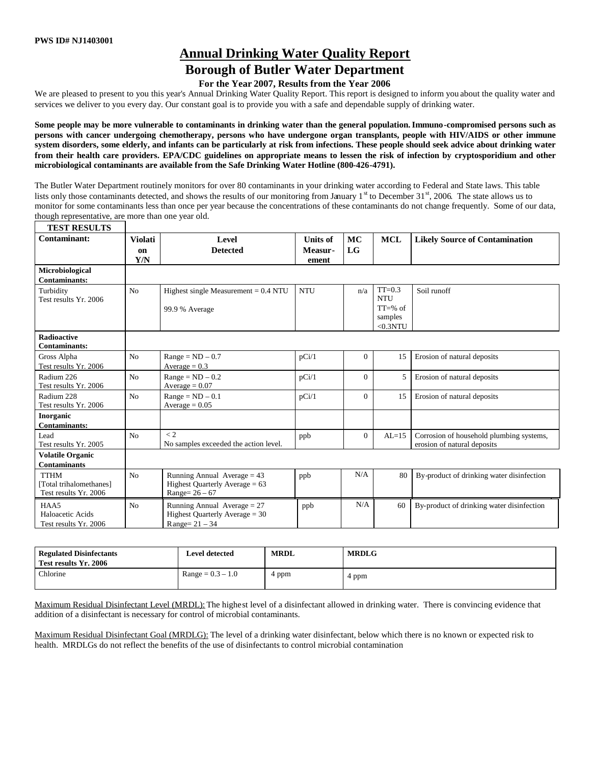PWS ID# NJ1403001

# Annual Drinking Water Quality Report

## Borough of Butler Water Department

### For the Year 2007, Results from the Year 2006

We are pleased to present to you this year's Annual Drinking Water Quality Report. This report is designed to inform you about the quality water and services we deliver to you every day. Our constant goal is to provide you with a safe and dependable supply of drinking water.

**Some people may be more vulnerable to contaminants in drinking water than the general population. Immuno-compromised persons such as persons with cancer undergoing chemotherapy, persons who have undergone organ transplants, people with HIV/AIDS or other immune system disorders, some elderly, and infants can be particularly at risk from infections. These people should seek advice about drinking water from their health care providers. EPA/CDC guidelines on appropriate means to lessen the risk of infection by cryptosporidium and other microbiological contaminants are available from the Safe Drinking Water Hotline (800-426-4791).**

The Butler Water Department routinely monitors for over 80 contaminants in your drinking water according to Federal and State laws. This table lists only those contaminants detected, and shows the results of our monitoring from January 1st to December 31st, 2006. The state allows us to monitor for some contaminants less than once per year because the concentrations of these contaminants do not change frequently. Some of our data, though representative, are more than one year old.

**TEST RESULTS**

| Contaminant: | Violation Y/N | Level Detected | Units of Measurement | MCLG | MCL | Likely Source of Contamination |
|---|---|---|---|---|---|---|
| **Microbiological Contaminants:** | | | | | | |
| Turbidity Test results Yr. 2006 | No | Highest single Measurement = 0.4 NTU<br>99.9 % Average | NTU | n/a | TT=0.3 NTU<br>TT=% of samples <0.3NTU | Soil runoff |
| **Radioactive Contaminants:** | | | | | | |
| Gross Alpha Test results Yr. 2006 | No | Range = ND – 0.7<br>Average = 0.3 | pCi/1 | 0 | 15 | Erosion of natural deposits |
| Radium 226 Test results Yr. 2006 | No | Range = ND – 0.2<br>Average = 0.07 | pCi/1 | 0 | 5 | Erosion of natural deposits |
| Radium 228 Test results Yr. 2006 | No | Range = ND – 0.1<br>Average = 0.05 | pCi/1 | 0 | 15 | Erosion of natural deposits |
| **Inorganic Contaminants:** | | | | | | |
| Lead Test results Yr. 2005 | No | < 2<br>No samples exceeded the action level. | ppb | 0 | AL=15 | Corrosion of household plumbing systems, erosion of natural deposits |
| **Volatile Organic Contaminants** | | | | | | |
| TTHM [Total trihalomethanes] Test results Yr. 2006 | No | Running Annual Average = 43<br>Highest Quarterly Average = 63<br>Range= 26 – 67 | ppb | N/A | 80 | By-product of drinking water disinfection |
| HAA5 Haloacetic Acids Test results Yr. 2006 | No | Running Annual Average = 27<br>Highest Quarterly Average = 30<br>Range= 21 – 34 | ppb | N/A | 60 | By-product of drinking water disinfection |

| Regulated Disinfectants Test results Yr. 2006 | Level detected | MRDL | MRDLG |
|---|---|---|---|
| Chlorine | Range = 0.3 – 1.0 | 4 ppm | 4 ppm |

Maximum Residual Disinfectant Level (MRDL): The highest level of a disinfectant allowed in drinking water. There is convincing evidence that addition of a disinfectant is necessary for control of microbial contaminants.

Maximum Residual Disinfectant Goal (MRDLG): The level of a drinking water disinfectant, below which there is no known or expected risk to health. MRDLGs do not reflect the benefits of the use of disinfectants to control microbial contamination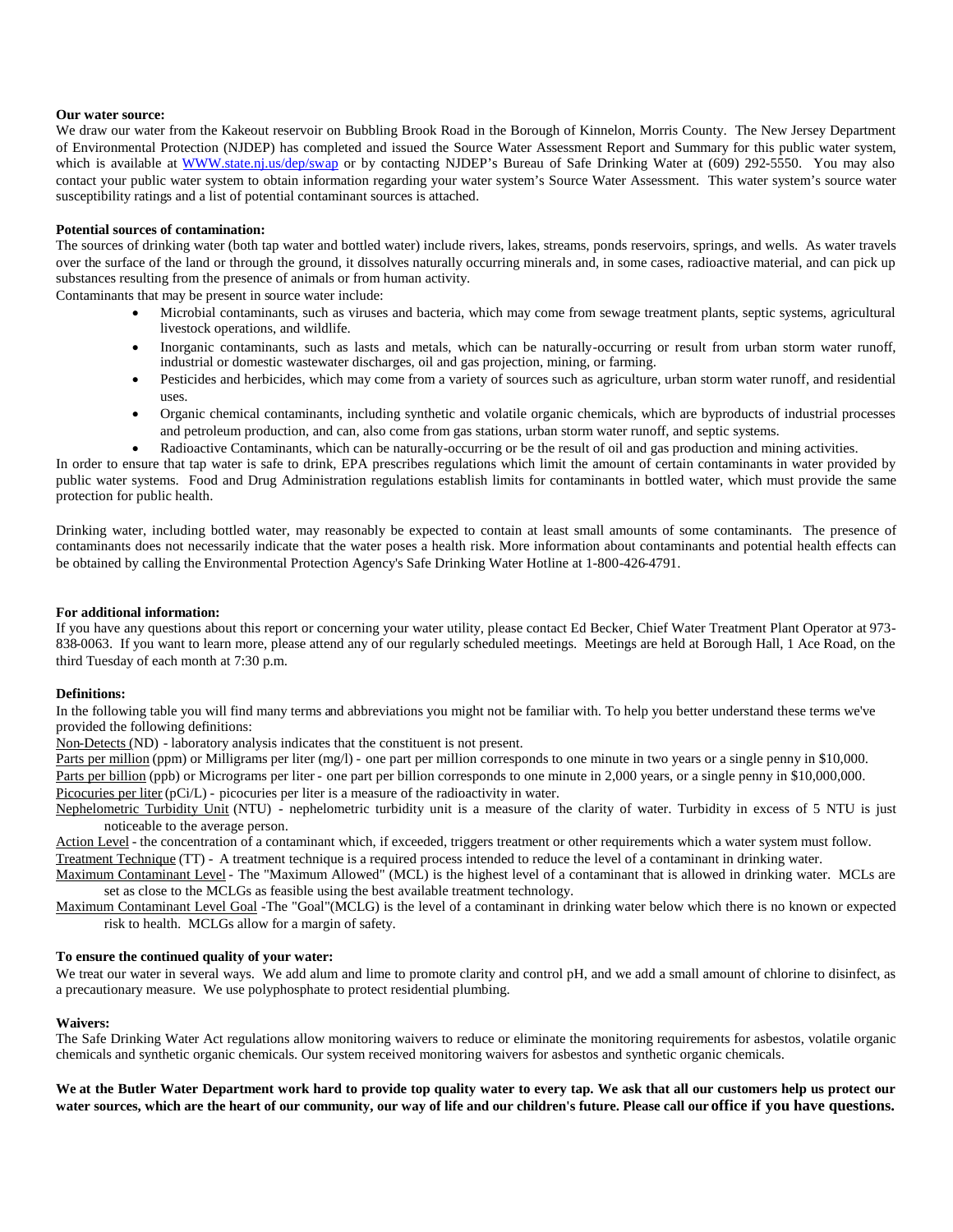**Our water source:**

We draw our water from the Kakeout reservoir on Bubbling Brook Road in the Borough of Kinnelon, Morris County. The New Jersey Department of Environmental Protection (NJDEP) has completed and issued the Source Water Assessment Report and Summary for this public water system, which is available at WWW.state.nj.us/dep/swap or by contacting NJDEP's Bureau of Safe Drinking Water at (609) 292-5550. You may also contact your public water system to obtain information regarding your water system's Source Water Assessment. This water system's source water susceptibility ratings and a list of potential contaminant sources is attached.

**Potential sources of contamination:**

The sources of drinking water (both tap water and bottled water) include rivers, lakes, streams, ponds reservoirs, springs, and wells. As water travels over the surface of the land or through the ground, it dissolves naturally occurring minerals and, in some cases, radioactive material, and can pick up substances resulting from the presence of animals or from human activity.

Contaminants that may be present in source water include:

- Microbial contaminants, such as viruses and bacteria, which may come from sewage treatment plants, septic systems, agricultural livestock operations, and wildlife.
- Inorganic contaminants, such as lasts and metals, which can be naturally-occurring or result from urban storm water runoff, industrial or domestic wastewater discharges, oil and gas projection, mining, or farming.
- Pesticides and herbicides, which may come from a variety of sources such as agriculture, urban storm water runoff, and residential uses.
- Organic chemical contaminants, including synthetic and volatile organic chemicals, which are byproducts of industrial processes and petroleum production, and can, also come from gas stations, urban storm water runoff, and septic systems.
- Radioactive Contaminants, which can be naturally-occurring or be the result of oil and gas production and mining activities.

In order to ensure that tap water is safe to drink, EPA prescribes regulations which limit the amount of certain contaminants in water provided by public water systems. Food and Drug Administration regulations establish limits for contaminants in bottled water, which must provide the same protection for public health.

Drinking water, including bottled water, may reasonably be expected to contain at least small amounts of some contaminants. The presence of contaminants does not necessarily indicate that the water poses a health risk. More information about contaminants and potential health effects can be obtained by calling the Environmental Protection Agency's Safe Drinking Water Hotline at 1-800-426-4791.

**For additional information:**

If you have any questions about this report or concerning your water utility, please contact Ed Becker, Chief Water Treatment Plant Operator at 973-838-0063. If you want to learn more, please attend any of our regularly scheduled meetings. Meetings are held at Borough Hall, 1 Ace Road, on the third Tuesday of each month at 7:30 p.m.

**Definitions:**

In the following table you will find many terms and abbreviations you might not be familiar with. To help you better understand these terms we've provided the following definitions:

Non-Detects (ND) - laboratory analysis indicates that the constituent is not present.

Parts per million (ppm) or Milligrams per liter (mg/l) - one part per million corresponds to one minute in two years or a single penny in $10,000.

Parts per billion (ppb) or Micrograms per liter - one part per billion corresponds to one minute in 2,000 years, or a single penny in $10,000,000.

Picocuries per liter (pCi/L) - picocuries per liter is a measure of the radioactivity in water.

Nephelometric Turbidity Unit (NTU) - nephelometric turbidity unit is a measure of the clarity of water. Turbidity in excess of 5 NTU is just noticeable to the average person.

Action Level - the concentration of a contaminant which, if exceeded, triggers treatment or other requirements which a water system must follow.

Treatment Technique (TT) - A treatment technique is a required process intended to reduce the level of a contaminant in drinking water.

Maximum Contaminant Level - The "Maximum Allowed" (MCL) is the highest level of a contaminant that is allowed in drinking water. MCLs are set as close to the MCLGs as feasible using the best available treatment technology.

Maximum Contaminant Level Goal -The "Goal"(MCLG) is the level of a contaminant in drinking water below which there is no known or expected risk to health. MCLGs allow for a margin of safety.

**To ensure the continued quality of your water:**

We treat our water in several ways. We add alum and lime to promote clarity and control pH, and we add a small amount of chlorine to disinfect, as a precautionary measure. We use polyphosphate to protect residential plumbing.

**Waivers:**

The Safe Drinking Water Act regulations allow monitoring waivers to reduce or eliminate the monitoring requirements for asbestos, volatile organic chemicals and synthetic organic chemicals. Our system received monitoring waivers for asbestos and synthetic organic chemicals.

**We at the Butler Water Department work hard to provide top quality water to every tap. We ask that all our customers help us protect our water sources, which are the heart of our community, our way of life and our children's future. Please call our office if you have questions.**